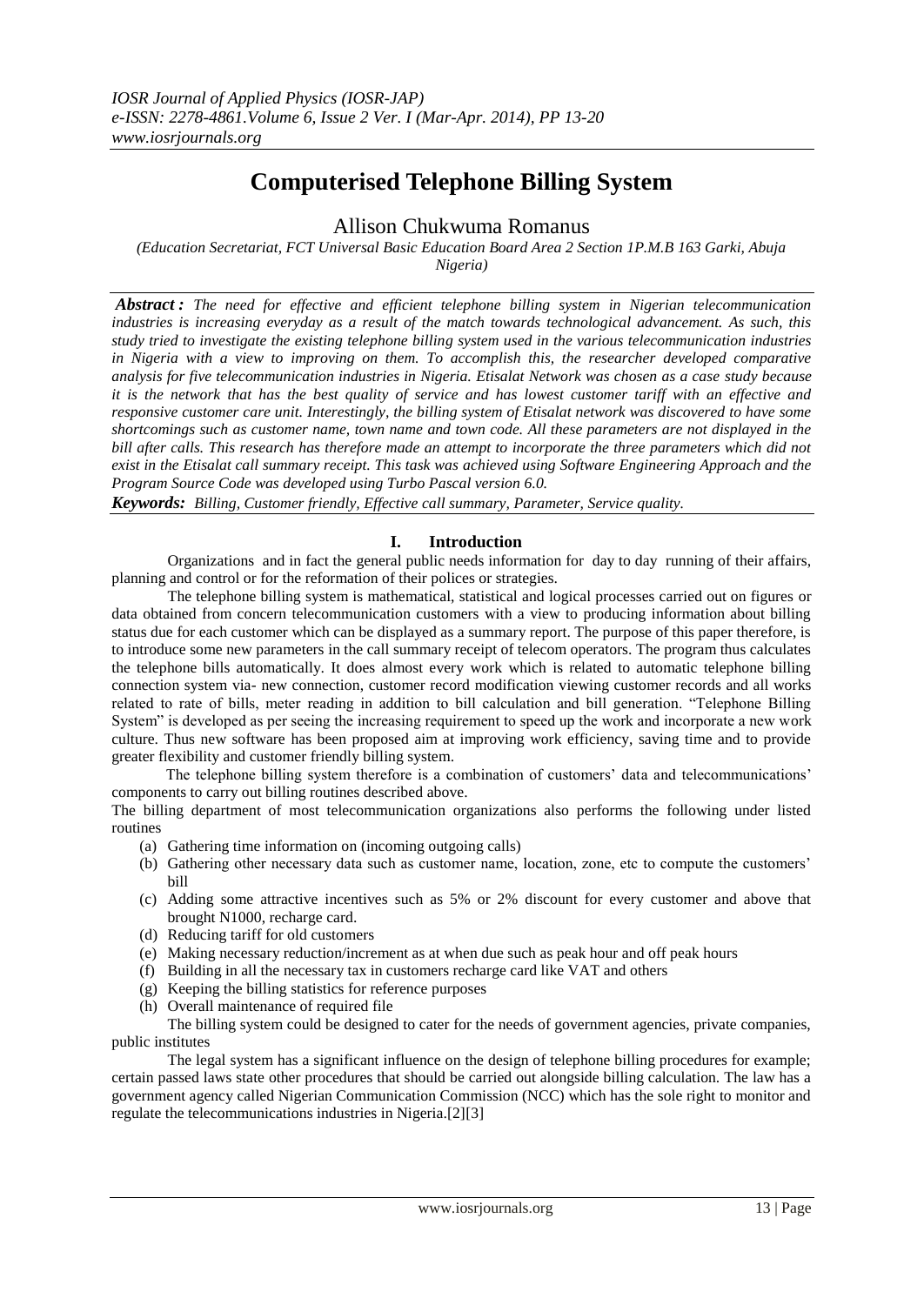# Computerised Telephone Billing System

Allison Chukwuma Romanus

*(Education Secretariat, FCT Universal Basic Education Board Area 2 Section 1P.M.B 163 Garki, Abuja Nigeria)*

***Abstract :*** *The need for effective and efficient telephone billing system in Nigerian telecommunication industries is increasing everyday as a result of the match towards technological advancement. As such, this study tried to investigate the existing telephone billing system used in the various telecommunication industries in Nigeria with a view to improving on them. To accomplish this, the researcher developed comparative analysis for five telecommunication industries in Nigeria. Etisalat Network was chosen as a case study because it is the network that has the best quality of service and has lowest customer tariff with an effective and responsive customer care unit. Interestingly, the billing system of Etisalat network was discovered to have some shortcomings such as customer name, town name and town code. All these parameters are not displayed in the bill after calls. This research has therefore made an attempt to incorporate the three parameters which did not exist in the Etisalat call summary receipt. This task was achieved using Software Engineering Approach and the Program Source Code was developed using Turbo Pascal version 6.0.*

***Keywords:*** *Billing, Customer friendly, Effective call summary, Parameter, Service quality.*

## I. Introduction

Organizations and in fact the general public needs information for day to day running of their affairs, planning and control or for the reformation of their polices or strategies.

The telephone billing system is mathematical, statistical and logical processes carried out on figures or data obtained from concern telecommunication customers with a view to producing information about billing status due for each customer which can be displayed as a summary report. The purpose of this paper therefore, is to introduce some new parameters in the call summary receipt of telecom operators. The program thus calculates the telephone bills automatically. It does almost every work which is related to automatic telephone billing connection system via- new connection, customer record modification viewing customer records and all works related to rate of bills, meter reading in addition to bill calculation and bill generation. "Telephone Billing System" is developed as per seeing the increasing requirement to speed up the work and incorporate a new work culture. Thus new software has been proposed aim at improving work efficiency, saving time and to provide greater flexibility and customer friendly billing system.

The telephone billing system therefore is a combination of customers' data and telecommunications' components to carry out billing routines described above.

The billing department of most telecommunication organizations also performs the following under listed routines

(a) Gathering time information on (incoming outgoing calls)
(b) Gathering other necessary data such as customer name, location, zone, etc to compute the customers' bill
(c) Adding some attractive incentives such as 5% or 2% discount for every customer and above that brought N1000, recharge card.
(d) Reducing tariff for old customers
(e) Making necessary reduction/increment as at when due such as peak hour and off peak hours
(f) Building in all the necessary tax in customers recharge card like VAT and others
(g) Keeping the billing statistics for reference purposes
(h) Overall maintenance of required file

The billing system could be designed to cater for the needs of government agencies, private companies, public institutes

The legal system has a significant influence on the design of telephone billing procedures for example; certain passed laws state other procedures that should be carried out alongside billing calculation. The law has a government agency called Nigerian Communication Commission (NCC) which has the sole right to monitor and regulate the telecommunications industries in Nigeria.[2][3]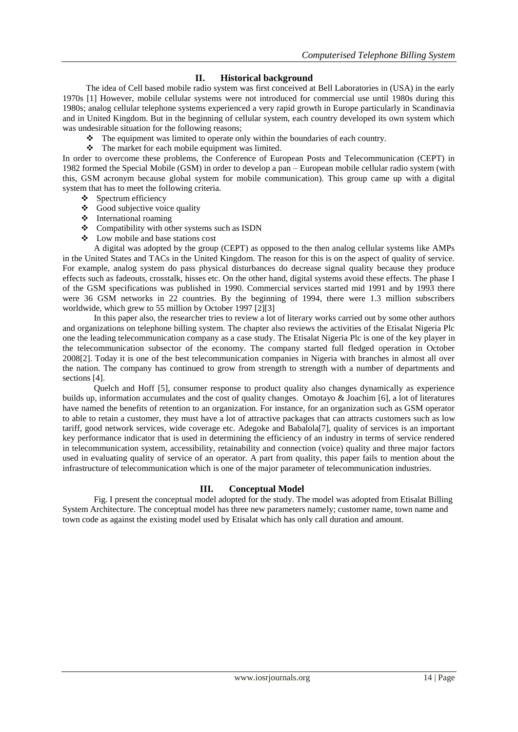## II. Historical background

The idea of Cell based mobile radio system was first conceived at Bell Laboratories in (USA) in the early 1970s [1] However, mobile cellular systems were not introduced for commercial use until 1980s during this 1980s; analog cellular telephone systems experienced a very rapid growth in Europe particularly in Scandinavia and in United Kingdom. But in the beginning of cellular system, each country developed its own system which was undesirable situation for the following reasons;

- The equipment was limited to operate only within the boundaries of each country.
- The market for each mobile equipment was limited.

In order to overcome these problems, the Conference of European Posts and Telecommunication (CEPT) in 1982 formed the Special Mobile (GSM) in order to develop a pan – European mobile cellular radio system (with this, GSM acronym because global system for mobile communication). This group came up with a digital system that has to meet the following criteria.

- Spectrum efficiency
- Good subjective voice quality
- International roaming
- Compatibility with other systems such as ISDN
- Low mobile and base stations cost

A digital was adopted by the group (CEPT) as opposed to the then analog cellular systems like AMPs in the United States and TACs in the United Kingdom. The reason for this is on the aspect of quality of service. For example, analog system do pass physical disturbances do decrease signal quality because they produce effects such as fadeouts, crosstalk, hisses etc. On the other hand, digital systems avoid these effects. The phase I of the GSM specifications was published in 1990. Commercial services started mid 1991 and by 1993 there were 36 GSM networks in 22 countries. By the beginning of 1994, there were 1.3 million subscribers worldwide, which grew to 55 million by October 1997 [2][3]

In this paper also, the researcher tries to review a lot of literary works carried out by some other authors and organizations on telephone billing system. The chapter also reviews the activities of the Etisalat Nigeria Plc one the leading telecommunication company as a case study. The Etisalat Nigeria Plc is one of the key player in the telecommunication subsector of the economy. The company started full fledged operation in October 2008[2]. Today it is one of the best telecommunication companies in Nigeria with branches in almost all over the nation. The company has continued to grow from strength to strength with a number of departments and sections [4].

Quelch and Hoff [5], consumer response to product quality also changes dynamically as experience builds up, information accumulates and the cost of quality changes. Omotayo & Joachim [6], a lot of literatures have named the benefits of retention to an organization. For instance, for an organization such as GSM operator to able to retain a customer, they must have a lot of attractive packages that can attracts customers such as low tariff, good network services, wide coverage etc. Adegoke and Babalola[7], quality of services is an important key performance indicator that is used in determining the efficiency of an industry in terms of service rendered in telecommunication system, accessibility, retainability and connection (voice) quality and three major factors used in evaluating quality of service of an operator. A part from quality, this paper fails to mention about the infrastructure of telecommunication which is one of the major parameter of telecommunication industries.

## III. Conceptual Model

Fig. I present the conceptual model adopted for the study. The model was adopted from Etisalat Billing System Architecture. The conceptual model has three new parameters namely; customer name, town name and town code as against the existing model used by Etisalat which has only call duration and amount.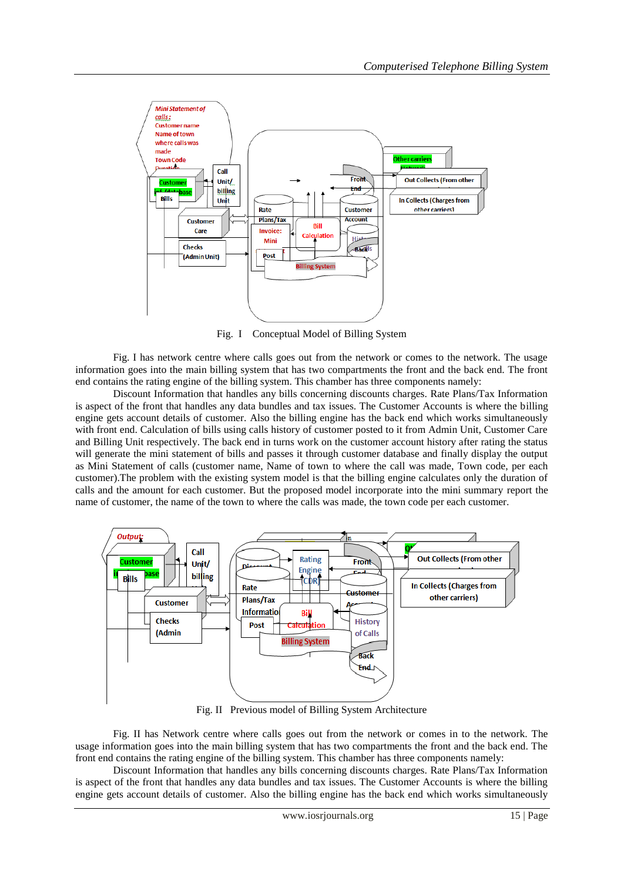Fig. I  Conceptual Model of Billing System

Fig. I has network centre where calls goes out from the network or comes to the network. The usage information goes into the main billing system that has two compartments the front and the back end. The front end contains the rating engine of the billing system. This chamber has three components namely:

Discount Information that handles any bills concerning discounts charges. Rate Plans/Tax Information is aspect of the front that handles any data bundles and tax issues. The Customer Accounts is where the billing engine gets account details of customer. Also the billing engine has the back end which works simultaneously with front end. Calculation of bills using calls history of customer posted to it from Admin Unit, Customer Care and Billing Unit respectively. The back end in turns work on the customer account history after rating the status will generate the mini statement of bills and passes it through customer database and finally display the output as Mini Statement of calls (customer name, Name of town to where the call was made, Town code, per each customer).The problem with the existing system model is that the billing engine calculates only the duration of calls and the amount for each customer. But the proposed model incorporate into the mini summary report the name of customer, the name of the town to where the calls was made, the town code per each customer.

Fig. II  Previous model of Billing System Architecture

Fig. II has Network centre where calls goes out from the network or comes in to the network. The usage information goes into the main billing system that has two compartments the front and the back end. The front end contains the rating engine of the billing system. This chamber has three components namely:

Discount Information that handles any bills concerning discounts charges. Rate Plans/Tax Information is aspect of the front that handles any data bundles and tax issues. The Customer Accounts is where the billing engine gets account details of customer. Also the billing engine has the back end which works simultaneously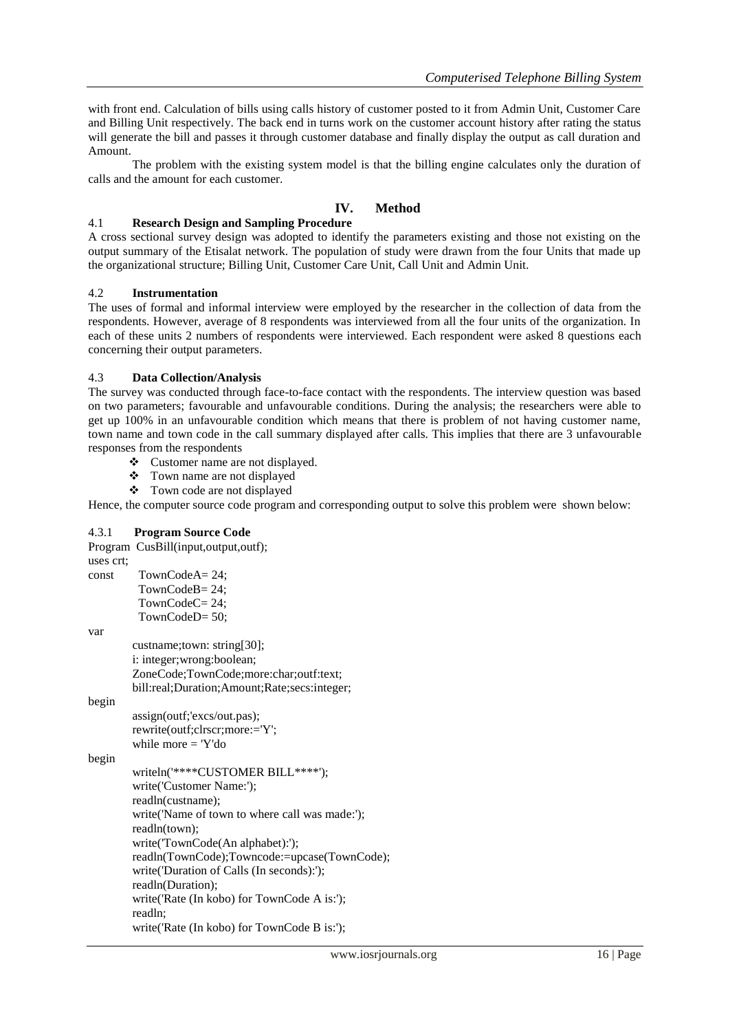with front end. Calculation of bills using calls history of customer posted to it from Admin Unit, Customer Care and Billing Unit respectively. The back end in turns work on the customer account history after rating the status will generate the bill and passes it through customer database and finally display the output as call duration and Amount.

The problem with the existing system model is that the billing engine calculates only the duration of calls and the amount for each customer.

## IV. Method

### 4.1 Research Design and Sampling Procedure

A cross sectional survey design was adopted to identify the parameters existing and those not existing on the output summary of the Etisalat network. The population of study were drawn from the four Units that made up the organizational structure; Billing Unit, Customer Care Unit, Call Unit and Admin Unit.

### 4.2 Instrumentation

The uses of formal and informal interview were employed by the researcher in the collection of data from the respondents. However, average of 8 respondents was interviewed from all the four units of the organization. In each of these units 2 numbers of respondents were interviewed. Each respondent were asked 8 questions each concerning their output parameters.

### 4.3 Data Collection/Analysis

The survey was conducted through face-to-face contact with the respondents. The interview question was based on two parameters; favourable and unfavourable conditions. During the analysis; the researchers were able to get up 100% in an unfavourable condition which means that there is problem of not having customer name, town name and town code in the call summary displayed after calls. This implies that there are 3 unfavourable responses from the respondents

- Customer name are not displayed.
- Town name are not displayed
- Town code are not displayed

Hence, the computer source code program and corresponding output to solve this problem were shown below:

#### 4.3.1 Program Source Code

```
Program  CusBill(input,output,outf);
uses crt;
const     TownCodeA= 24;
          TownCodeB= 24;
          TownCodeC= 24;
          TownCodeD= 50;
var
        custname;town: string[30];
        i: integer;wrong:boolean;
        ZoneCode;TownCode;more:char;outf:text;
        bill:real;Duration;Amount;Rate;secs:integer;
begin
        assign(outf;'excs/out.pas');
        rewrite(outf;clrscr;more:='Y';
        while more = 'Y'do
begin
        writeln('****CUSTOMER BILL****');
        write('Customer Name:');
        readln(custname);
        write('Name of town to where call was made:');
        readln(town);
        write('TownCode(An alphabet):');
        readln(TownCode);Towncode:=upcase(TownCode);
        write('Duration of Calls (In seconds):');
        readln(Duration);
        write('Rate (In kobo) for TownCode A is:');
        readln;
        write('Rate (In kobo) for TownCode B is:');
```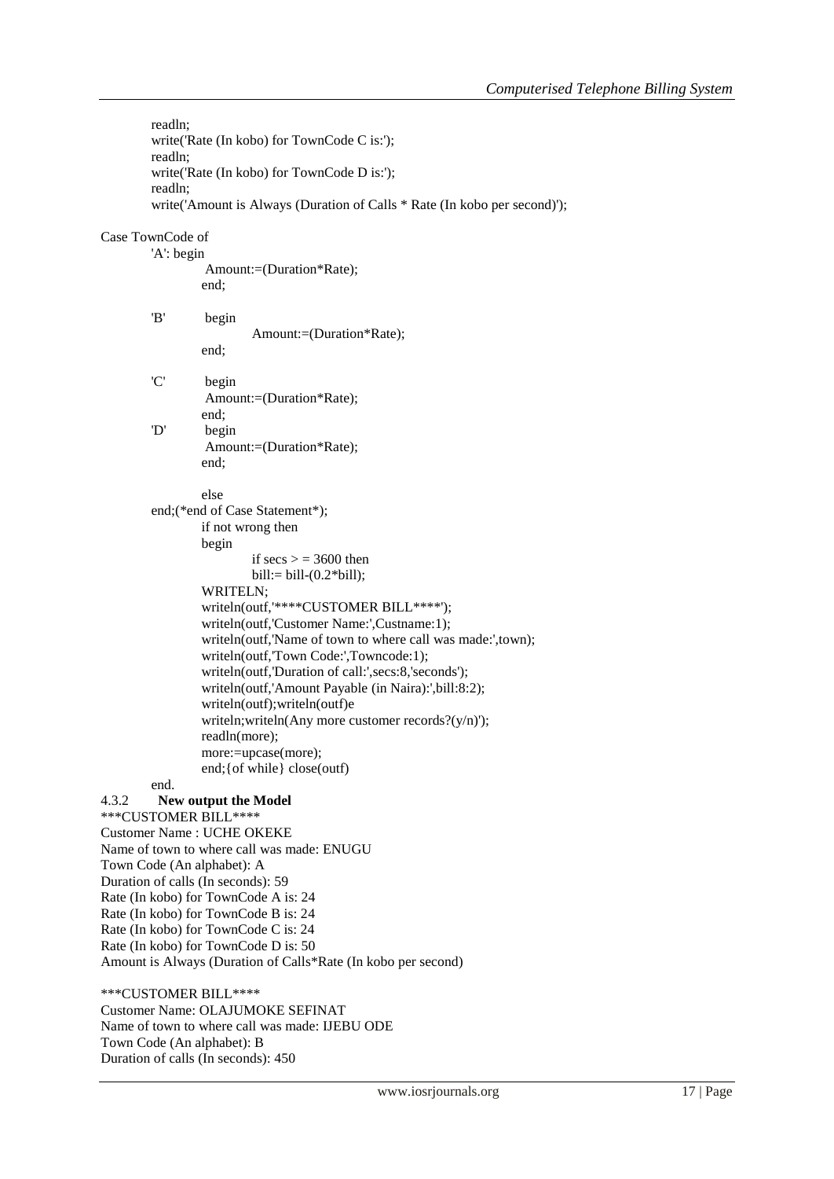```
        readln;
        write('Rate (In kobo) for TownCode C is:');
        readln;
        write('Rate (In kobo) for TownCode D is:');
        readln;
        write('Amount is Always (Duration of Calls * Rate (In kobo per second)');

Case TownCode of
        'A': begin
                 Amount:=(Duration*Rate);
               end;

        'B'     begin
                        Amount:=(Duration*Rate);
               end;

        'C'     begin
                 Amount:=(Duration*Rate);
               end;
        'D'     begin
                 Amount:=(Duration*Rate);
               end;

               else
        end;(*end of Case Statement*);
               if not wrong then
               begin
                        if secs > = 3600 then
                        bill:= bill-(0.2*bill);
               WRITELN;
               writeln(outf,'****CUSTOMER BILL****');
               writeln(outf,'Customer Name:',Custname:1);
               writeln(outf,'Name of town to where call was made:',town);
               writeln(outf,'Town Code:',Towncode:1);
               writeln(outf,'Duration of call:',secs:8,'seconds');
               writeln(outf,'Amount Payable (in Naira):',bill:8:2);
               writeln(outf);writeln(outf)e
               writeln;writeln(Any more customer records?(y/n)');
               readln(more);
               more:=upcase(more);
               end;{of while} close(outf)
        end.
```

### 4.3.2 New output the Model

***CUSTOMER BILL****
Customer Name : UCHE OKEKE
Name of town to where call was made: ENUGU
Town Code (An alphabet): A
Duration of calls (In seconds): 59
Rate (In kobo) for TownCode A is: 24
Rate (In kobo) for TownCode B is: 24
Rate (In kobo) for TownCode C is: 24
Rate (In kobo) for TownCode D is: 50
Amount is Always (Duration of Calls*Rate (In kobo per second)

***CUSTOMER BILL****
Customer Name: OLAJUMOKE SEFINAT
Name of town to where call was made: IJEBU ODE
Town Code (An alphabet): B
Duration of calls (In seconds): 450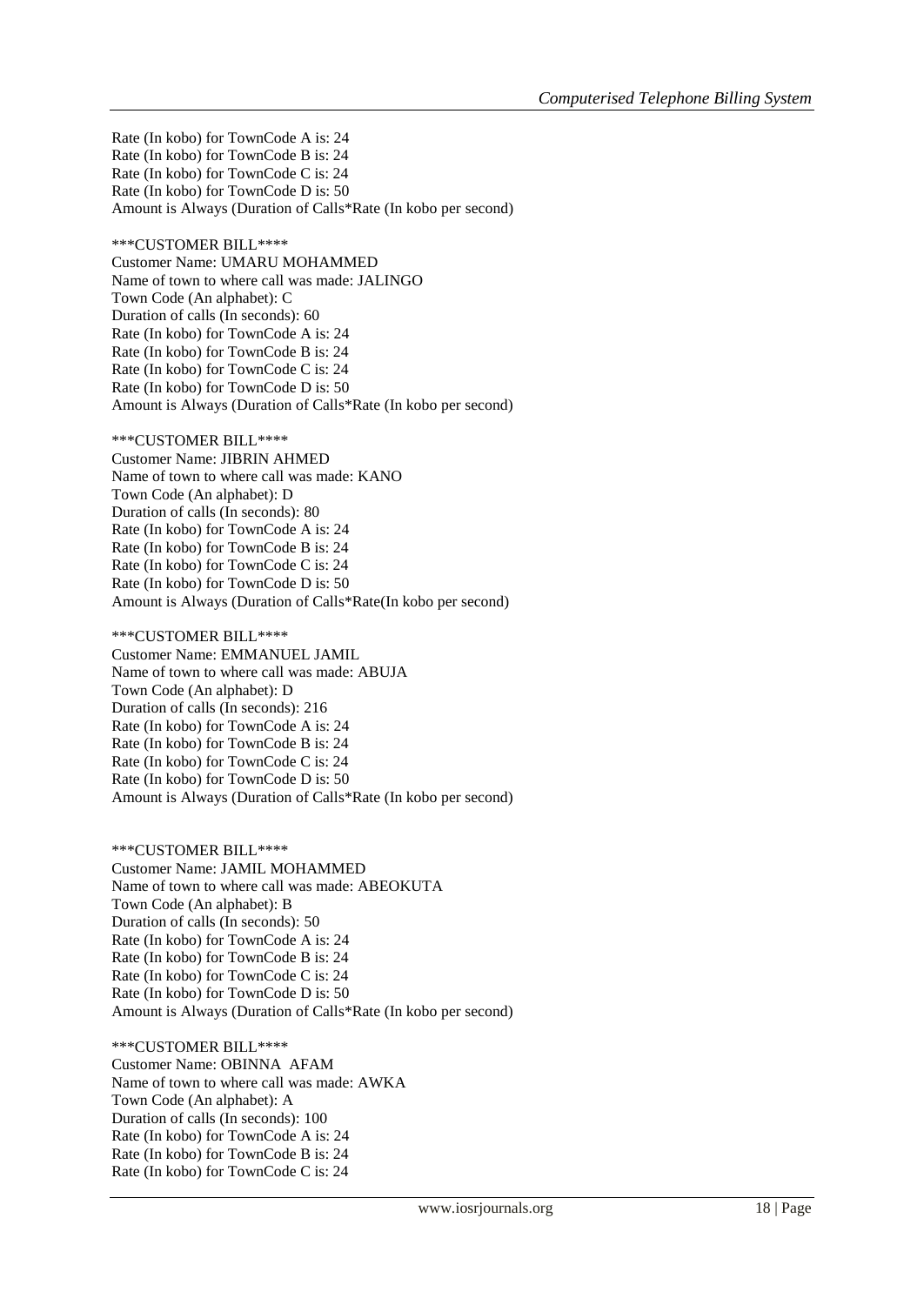Rate (In kobo) for TownCode A is: 24
Rate (In kobo) for TownCode B is: 24
Rate (In kobo) for TownCode C is: 24
Rate (In kobo) for TownCode D is: 50
Amount is Always (Duration of Calls*Rate (In kobo per second)

***CUSTOMER BILL****
Customer Name: UMARU MOHAMMED
Name of town to where call was made: JALINGO
Town Code (An alphabet): C
Duration of calls (In seconds): 60
Rate (In kobo) for TownCode A is: 24
Rate (In kobo) for TownCode B is: 24
Rate (In kobo) for TownCode C is: 24
Rate (In kobo) for TownCode D is: 50
Amount is Always (Duration of Calls*Rate (In kobo per second)

***CUSTOMER BILL****
Customer Name: JIBRIN AHMED
Name of town to where call was made: KANO
Town Code (An alphabet): D
Duration of calls (In seconds): 80
Rate (In kobo) for TownCode A is: 24
Rate (In kobo) for TownCode B is: 24
Rate (In kobo) for TownCode C is: 24
Rate (In kobo) for TownCode D is: 50
Amount is Always (Duration of Calls*Rate(In kobo per second)

***CUSTOMER BILL****
Customer Name: EMMANUEL JAMIL
Name of town to where call was made: ABUJA
Town Code (An alphabet): D
Duration of calls (In seconds): 216
Rate (In kobo) for TownCode A is: 24
Rate (In kobo) for TownCode B is: 24
Rate (In kobo) for TownCode C is: 24
Rate (In kobo) for TownCode D is: 50
Amount is Always (Duration of Calls*Rate (In kobo per second)

***CUSTOMER BILL****
Customer Name: JAMIL MOHAMMED
Name of town to where call was made: ABEOKUTA
Town Code (An alphabet): B
Duration of calls (In seconds): 50
Rate (In kobo) for TownCode A is: 24
Rate (In kobo) for TownCode B is: 24
Rate (In kobo) for TownCode C is: 24
Rate (In kobo) for TownCode D is: 50
Amount is Always (Duration of Calls*Rate (In kobo per second)

***CUSTOMER BILL****
Customer Name: OBINNA AFAM
Name of town to where call was made: AWKA
Town Code (An alphabet): A
Duration of calls (In seconds): 100
Rate (In kobo) for TownCode A is: 24
Rate (In kobo) for TownCode B is: 24
Rate (In kobo) for TownCode C is: 24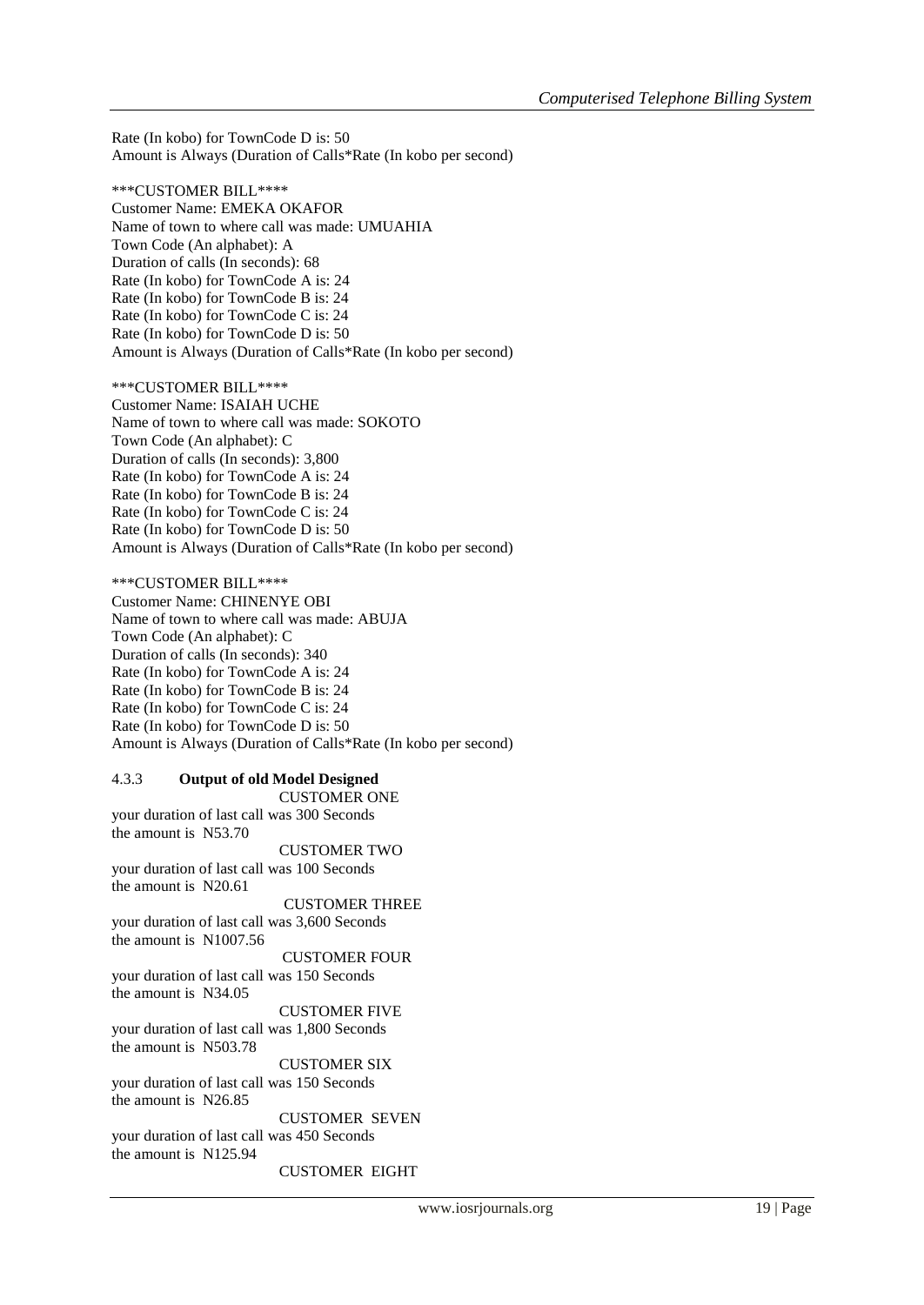Rate (In kobo) for TownCode D is: 50
Amount is Always (Duration of Calls*Rate (In kobo per second)

***CUSTOMER BILL****
Customer Name: EMEKA OKAFOR
Name of town to where call was made: UMUAHIA
Town Code (An alphabet): A
Duration of calls (In seconds): 68
Rate (In kobo) for TownCode A is: 24
Rate (In kobo) for TownCode B is: 24
Rate (In kobo) for TownCode C is: 24
Rate (In kobo) for TownCode D is: 50
Amount is Always (Duration of Calls*Rate (In kobo per second)

***CUSTOMER BILL****
Customer Name: ISAIAH UCHE
Name of town to where call was made: SOKOTO
Town Code (An alphabet): C
Duration of calls (In seconds): 3,800
Rate (In kobo) for TownCode A is: 24
Rate (In kobo) for TownCode B is: 24
Rate (In kobo) for TownCode C is: 24
Rate (In kobo) for TownCode D is: 50
Amount is Always (Duration of Calls*Rate (In kobo per second)

***CUSTOMER BILL****
Customer Name: CHINENYE OBI
Name of town to where call was made: ABUJA
Town Code (An alphabet): C
Duration of calls (In seconds): 340
Rate (In kobo) for TownCode A is: 24
Rate (In kobo) for TownCode B is: 24
Rate (In kobo) for TownCode C is: 24
Rate (In kobo) for TownCode D is: 50
Amount is Always (Duration of Calls*Rate (In kobo per second)

### 4.3.3 **Output of old Model Designed**

CUSTOMER ONE
your duration of last call was 300 Seconds
the amount is N53.70

CUSTOMER TWO
your duration of last call was 100 Seconds
the amount is N20.61

CUSTOMER THREE
your duration of last call was 3,600 Seconds
the amount is N1007.56

CUSTOMER FOUR
your duration of last call was 150 Seconds
the amount is N34.05

CUSTOMER FIVE
your duration of last call was 1,800 Seconds
the amount is N503.78

CUSTOMER SIX
your duration of last call was 150 Seconds
the amount is N26.85

CUSTOMER SEVEN
your duration of last call was 450 Seconds
the amount is N125.94

CUSTOMER EIGHT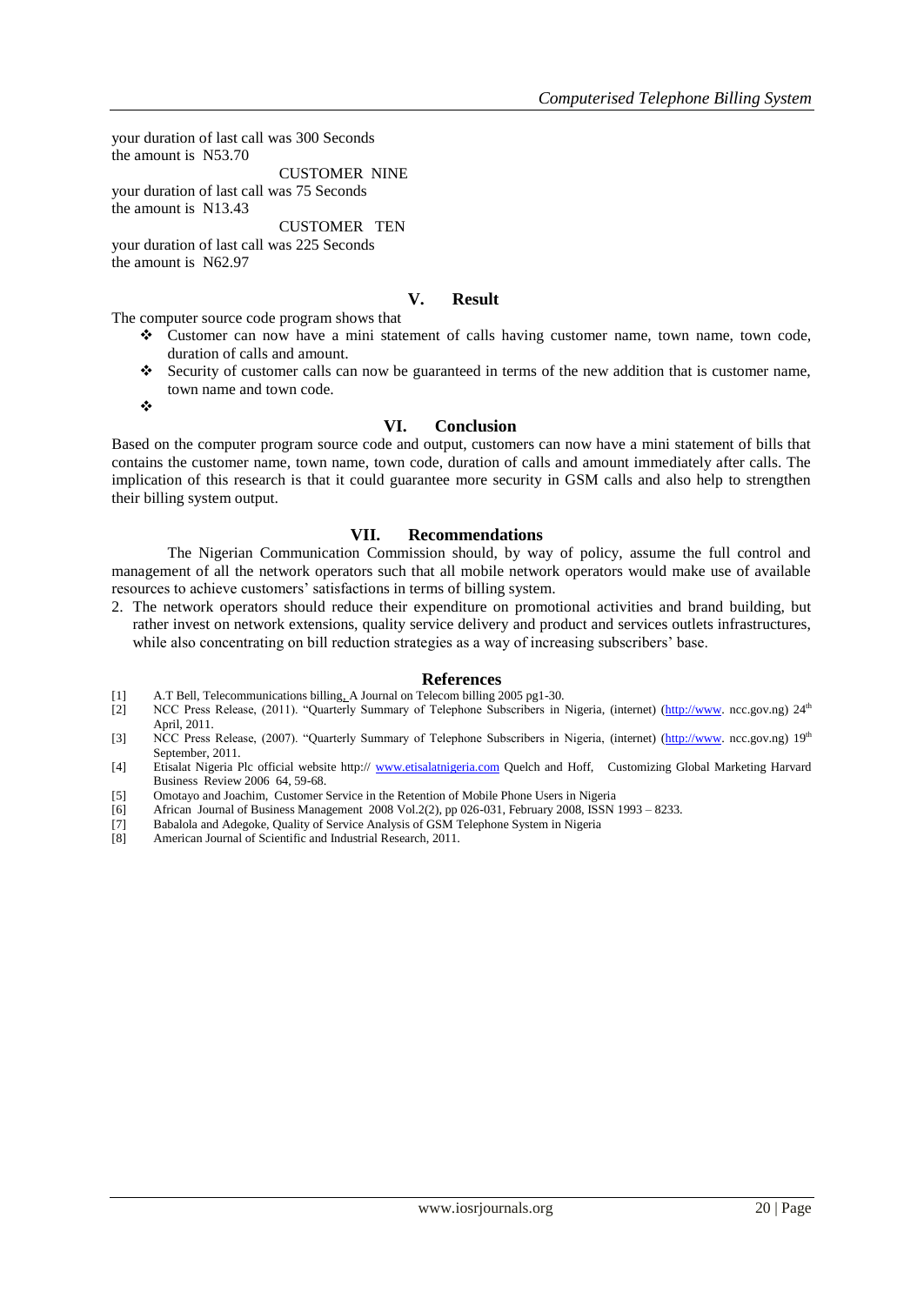your duration of last call was 300 Seconds
the amount is N53.70

CUSTOMER NINE

your duration of last call was 75 Seconds
the amount is N13.43

CUSTOMER TEN

your duration of last call was 225 Seconds
the amount is N62.97

## V. Result

The computer source code program shows that

- Customer can now have a mini statement of calls having customer name, town name, town code, duration of calls and amount.
- Security of customer calls can now be guaranteed in terms of the new addition that is customer name, town name and town code.
- 

## VI. Conclusion

Based on the computer program source code and output, customers can now have a mini statement of bills that contains the customer name, town name, town code, duration of calls and amount immediately after calls. The implication of this research is that it could guarantee more security in GSM calls and also help to strengthen their billing system output.

## VII. Recommendations

The Nigerian Communication Commission should, by way of policy, assume the full control and management of all the network operators such that all mobile network operators would make use of available resources to achieve customers' satisfactions in terms of billing system.

2. The network operators should reduce their expenditure on promotional activities and brand building, but rather invest on network extensions, quality service delivery and product and services outlets infrastructures, while also concentrating on bill reduction strategies as a way of increasing subscribers' base.

## References

[1] A.T Bell, Telecommunications billing, A Journal on Telecom billing 2005 pg1-30.

[2] NCC Press Release, (2011). "Quarterly Summary of Telephone Subscribers in Nigeria, (internet) (http://www. ncc.gov.ng) 24th April, 2011.

[3] NCC Press Release, (2007). "Quarterly Summary of Telephone Subscribers in Nigeria, (internet) (http://www. ncc.gov.ng) 19th September, 2011.

[4] Etisalat Nigeria Plc official website http:// www.etisalatnigeria.com Quelch and Hoff, Customizing Global Marketing Harvard Business Review 2006 64, 59-68.

[5] Omotayo and Joachim, Customer Service in the Retention of Mobile Phone Users in Nigeria

[6] African Journal of Business Management 2008 Vol.2(2), pp 026-031, February 2008, ISSN 1993 – 8233.

[7] Babalola and Adegoke, Quality of Service Analysis of GSM Telephone System in Nigeria

[8] American Journal of Scientific and Industrial Research, 2011.